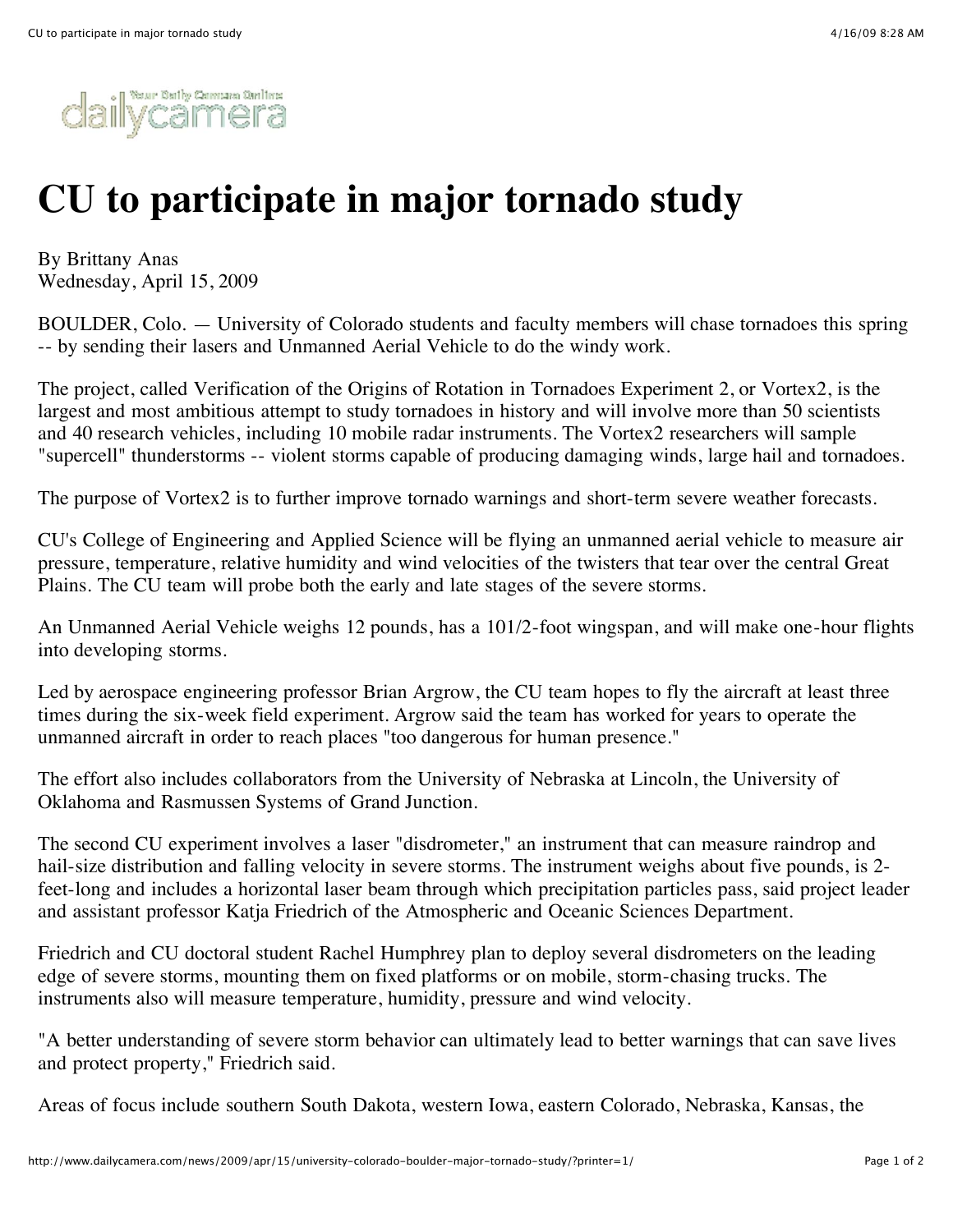# CU to participate in major tornado study

By Brittany Anas
Wednesday, April 15, 2009

BOULDER, Colo. — University of Colorado students and faculty members will chase tornadoes this spring -- by sending their lasers and Unmanned Aerial Vehicle to do the windy work.

The project, called Verification of the Origins of Rotation in Tornadoes Experiment 2, or Vortex2, is the largest and most ambitious attempt to study tornadoes in history and will involve more than 50 scientists and 40 research vehicles, including 10 mobile radar instruments. The Vortex2 researchers will sample "supercell" thunderstorms -- violent storms capable of producing damaging winds, large hail and tornadoes.

The purpose of Vortex2 is to further improve tornado warnings and short-term severe weather forecasts.

CU's College of Engineering and Applied Science will be flying an unmanned aerial vehicle to measure air pressure, temperature, relative humidity and wind velocities of the twisters that tear over the central Great Plains. The CU team will probe both the early and late stages of the severe storms.

An Unmanned Aerial Vehicle weighs 12 pounds, has a 101/2-foot wingspan, and will make one-hour flights into developing storms.

Led by aerospace engineering professor Brian Argrow, the CU team hopes to fly the aircraft at least three times during the six-week field experiment. Argrow said the team has worked for years to operate the unmanned aircraft in order to reach places "too dangerous for human presence."

The effort also includes collaborators from the University of Nebraska at Lincoln, the University of Oklahoma and Rasmussen Systems of Grand Junction.

The second CU experiment involves a laser "disdrometer," an instrument that can measure raindrop and hail-size distribution and falling velocity in severe storms. The instrument weighs about five pounds, is 2-feet-long and includes a horizontal laser beam through which precipitation particles pass, said project leader and assistant professor Katja Friedrich of the Atmospheric and Oceanic Sciences Department.

Friedrich and CU doctoral student Rachel Humphrey plan to deploy several disdrometers on the leading edge of severe storms, mounting them on fixed platforms or on mobile, storm-chasing trucks. The instruments also will measure temperature, humidity, pressure and wind velocity.

"A better understanding of severe storm behavior can ultimately lead to better warnings that can save lives and protect property," Friedrich said.

Areas of focus include southern South Dakota, western Iowa, eastern Colorado, Nebraska, Kansas, the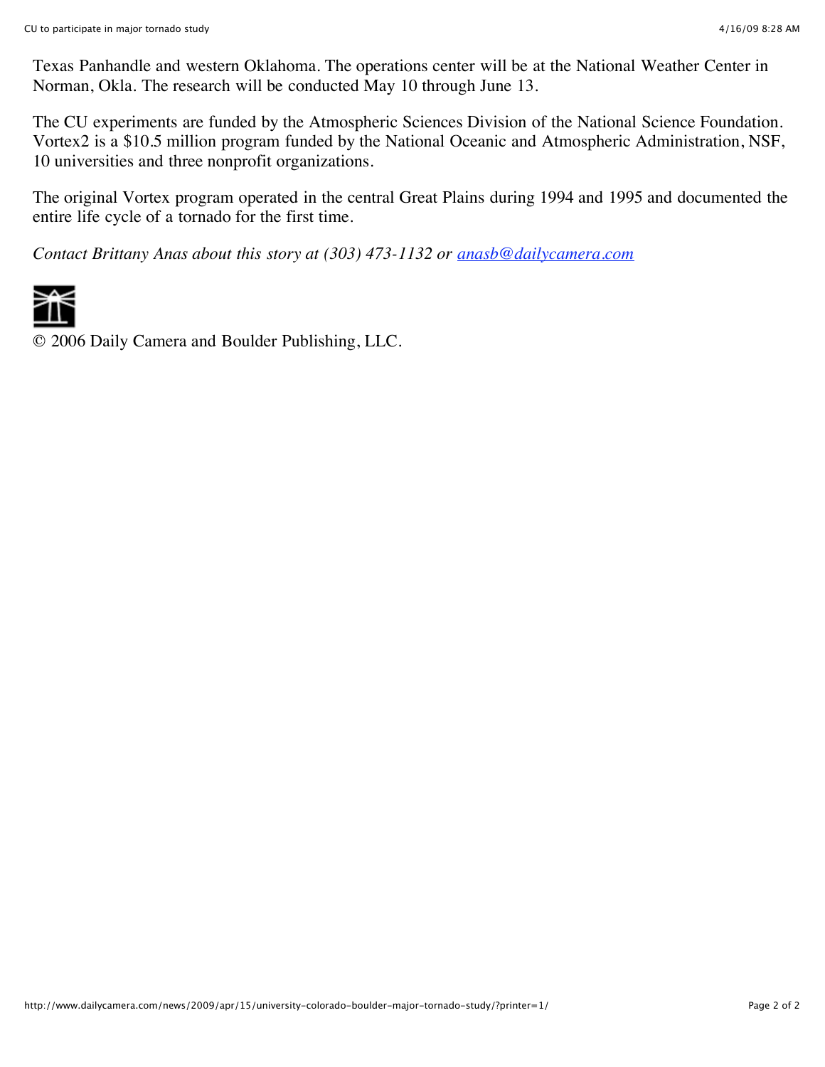Texas Panhandle and western Oklahoma. The operations center will be at the National Weather Center in Norman, Okla. The research will be conducted May 10 through June 13.

The CU experiments are funded by the Atmospheric Sciences Division of the National Science Foundation. Vortex2 is a $10.5 million program funded by the National Oceanic and Atmospheric Administration, NSF, 10 universities and three nonprofit organizations.

The original Vortex program operated in the central Great Plains during 1994 and 1995 and documented the entire life cycle of a tornado for the first time.

*Contact Brittany Anas about this story at (303) 473-1132 or anasb@dailycamera.com*

© 2006 Daily Camera and Boulder Publishing, LLC.